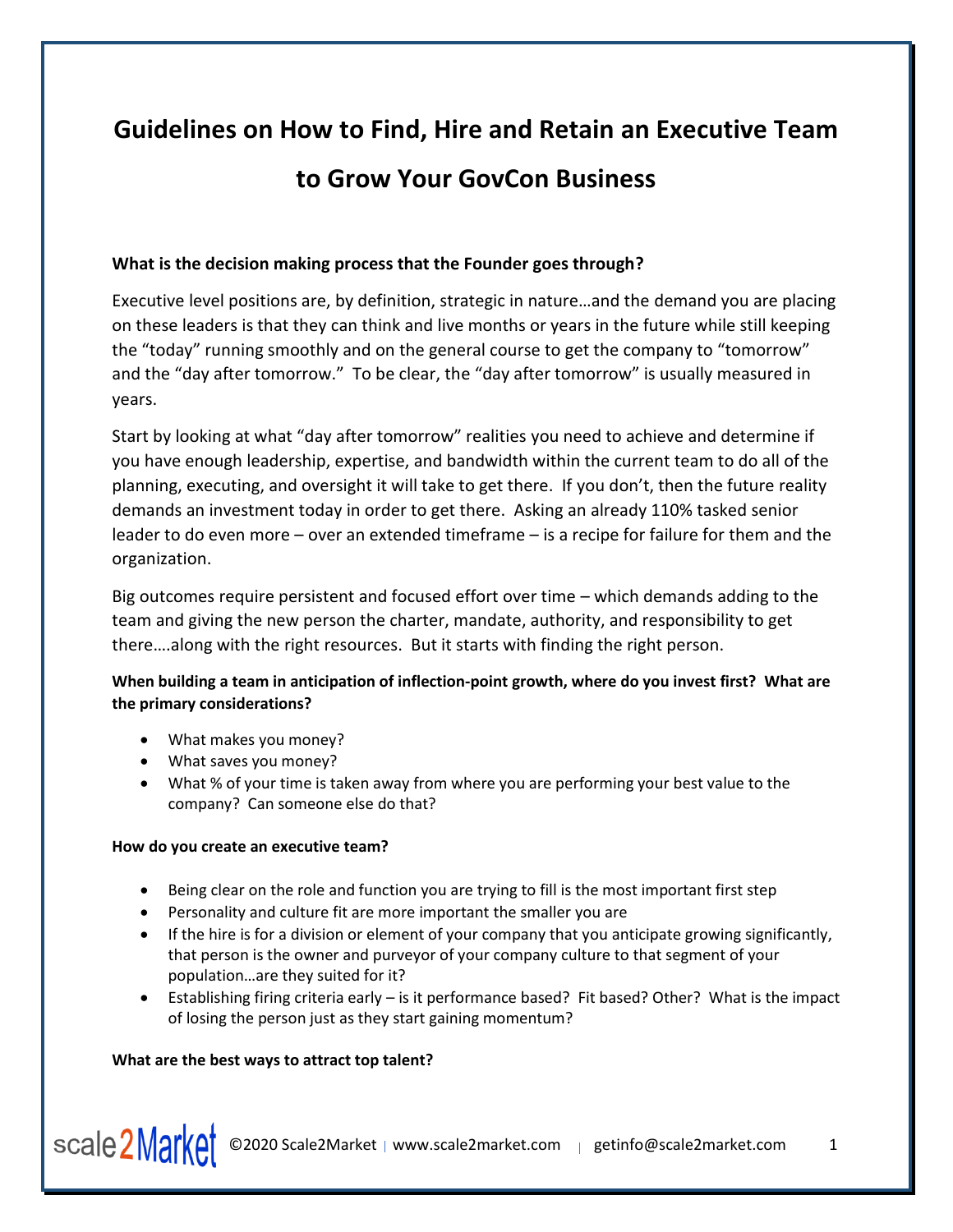# Guidelines on How to Find, Hire and Retain an Executive Team to Grow Your GovCon Business

**What is the decision making process that the Founder goes through?**

Executive level positions are, by definition, strategic in nature…and the demand you are placing on these leaders is that they can think and live months or years in the future while still keeping the "today" running smoothly and on the general course to get the company to "tomorrow" and the "day after tomorrow." To be clear, the "day after tomorrow" is usually measured in years.

Start by looking at what "day after tomorrow" realities you need to achieve and determine if you have enough leadership, expertise, and bandwidth within the current team to do all of the planning, executing, and oversight it will take to get there. If you don't, then the future reality demands an investment today in order to get there. Asking an already 110% tasked senior leader to do even more – over an extended timeframe – is a recipe for failure for them and the organization.

Big outcomes require persistent and focused effort over time – which demands adding to the team and giving the new person the charter, mandate, authority, and responsibility to get there….along with the right resources. But it starts with finding the right person.

**When building a team in anticipation of inflection-point growth, where do you invest first? What are the primary considerations?**

- What makes you money?
- What saves you money?
- What % of your time is taken away from where you are performing your best value to the company? Can someone else do that?

**How do you create an executive team?**

- Being clear on the role and function you are trying to fill is the most important first step
- Personality and culture fit are more important the smaller you are
- If the hire is for a division or element of your company that you anticipate growing significantly, that person is the owner and purveyor of your company culture to that segment of your population…are they suited for it?
- Establishing firing criteria early – is it performance based? Fit based? Other? What is the impact of losing the person just as they start gaining momentum?

**What are the best ways to attract top talent?**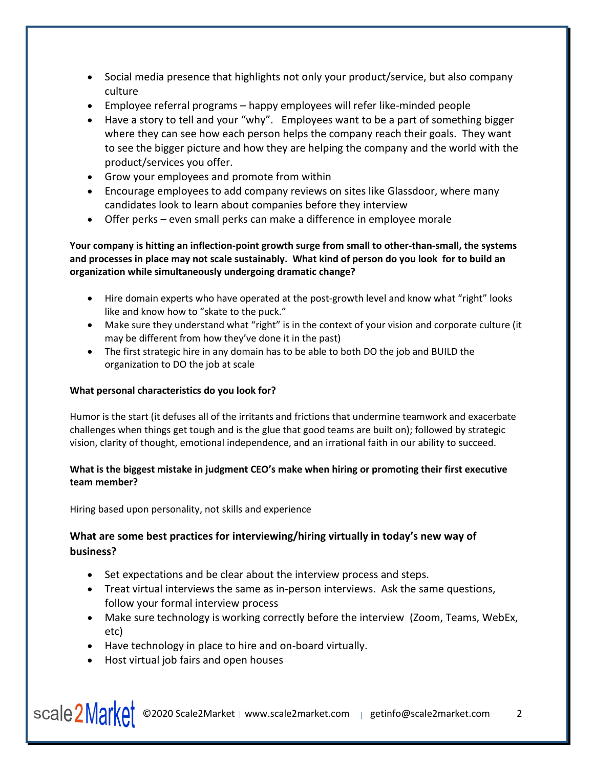- Social media presence that highlights not only your product/service, but also company culture
- Employee referral programs – happy employees will refer like-minded people
- Have a story to tell and your "why". Employees want to be a part of something bigger where they can see how each person helps the company reach their goals. They want to see the bigger picture and how they are helping the company and the world with the product/services you offer.
- Grow your employees and promote from within
- Encourage employees to add company reviews on sites like Glassdoor, where many candidates look to learn about companies before they interview
- Offer perks – even small perks can make a difference in employee morale

**Your company is hitting an inflection-point growth surge from small to other-than-small, the systems and processes in place may not scale sustainably. What kind of person do you look for to build an organization while simultaneously undergoing dramatic change?**

- Hire domain experts who have operated at the post-growth level and know what "right" looks like and know how to "skate to the puck."
- Make sure they understand what "right" is in the context of your vision and corporate culture (it may be different from how they've done it in the past)
- The first strategic hire in any domain has to be able to both DO the job and BUILD the organization to DO the job at scale

**What personal characteristics do you look for?**

Humor is the start (it defuses all of the irritants and frictions that undermine teamwork and exacerbate challenges when things get tough and is the glue that good teams are built on); followed by strategic vision, clarity of thought, emotional independence, and an irrational faith in our ability to succeed.

**What is the biggest mistake in judgment CEO's make when hiring or promoting their first executive team member?**

Hiring based upon personality, not skills and experience

### What are some best practices for interviewing/hiring virtually in today's new way of business?

- Set expectations and be clear about the interview process and steps.
- Treat virtual interviews the same as in-person interviews. Ask the same questions, follow your formal interview process
- Make sure technology is working correctly before the interview (Zoom, Teams, WebEx, etc)
- Have technology in place to hire and on-board virtually.
- Host virtual job fairs and open houses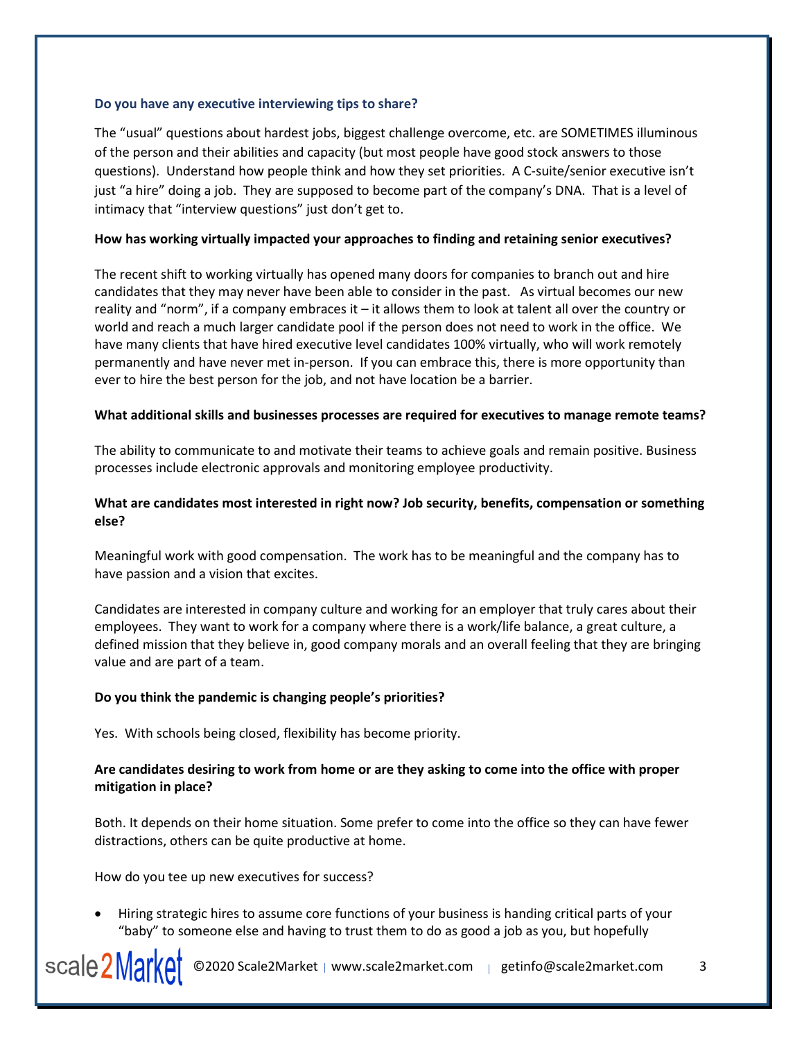**Do you have any executive interviewing tips to share?**

The "usual" questions about hardest jobs, biggest challenge overcome, etc. are SOMETIMES illuminous of the person and their abilities and capacity (but most people have good stock answers to those questions). Understand how people think and how they set priorities. A C-suite/senior executive isn't just "a hire" doing a job. They are supposed to become part of the company's DNA. That is a level of intimacy that "interview questions" just don't get to.

**How has working virtually impacted your approaches to finding and retaining senior executives?**

The recent shift to working virtually has opened many doors for companies to branch out and hire candidates that they may never have been able to consider in the past. As virtual becomes our new reality and "norm", if a company embraces it – it allows them to look at talent all over the country or world and reach a much larger candidate pool if the person does not need to work in the office. We have many clients that have hired executive level candidates 100% virtually, who will work remotely permanently and have never met in-person. If you can embrace this, there is more opportunity than ever to hire the best person for the job, and not have location be a barrier.

**What additional skills and businesses processes are required for executives to manage remote teams?**

The ability to communicate to and motivate their teams to achieve goals and remain positive. Business processes include electronic approvals and monitoring employee productivity.

**What are candidates most interested in right now? Job security, benefits, compensation or something else?**

Meaningful work with good compensation. The work has to be meaningful and the company has to have passion and a vision that excites.

Candidates are interested in company culture and working for an employer that truly cares about their employees. They want to work for a company where there is a work/life balance, a great culture, a defined mission that they believe in, good company morals and an overall feeling that they are bringing value and are part of a team.

**Do you think the pandemic is changing people's priorities?**

Yes. With schools being closed, flexibility has become priority.

**Are candidates desiring to work from home or are they asking to come into the office with proper mitigation in place?**

Both. It depends on their home situation. Some prefer to come into the office so they can have fewer distractions, others can be quite productive at home.

How do you tee up new executives for success?

- Hiring strategic hires to assume core functions of your business is handing critical parts of your "baby" to someone else and having to trust them to do as good a job as you, but hopefully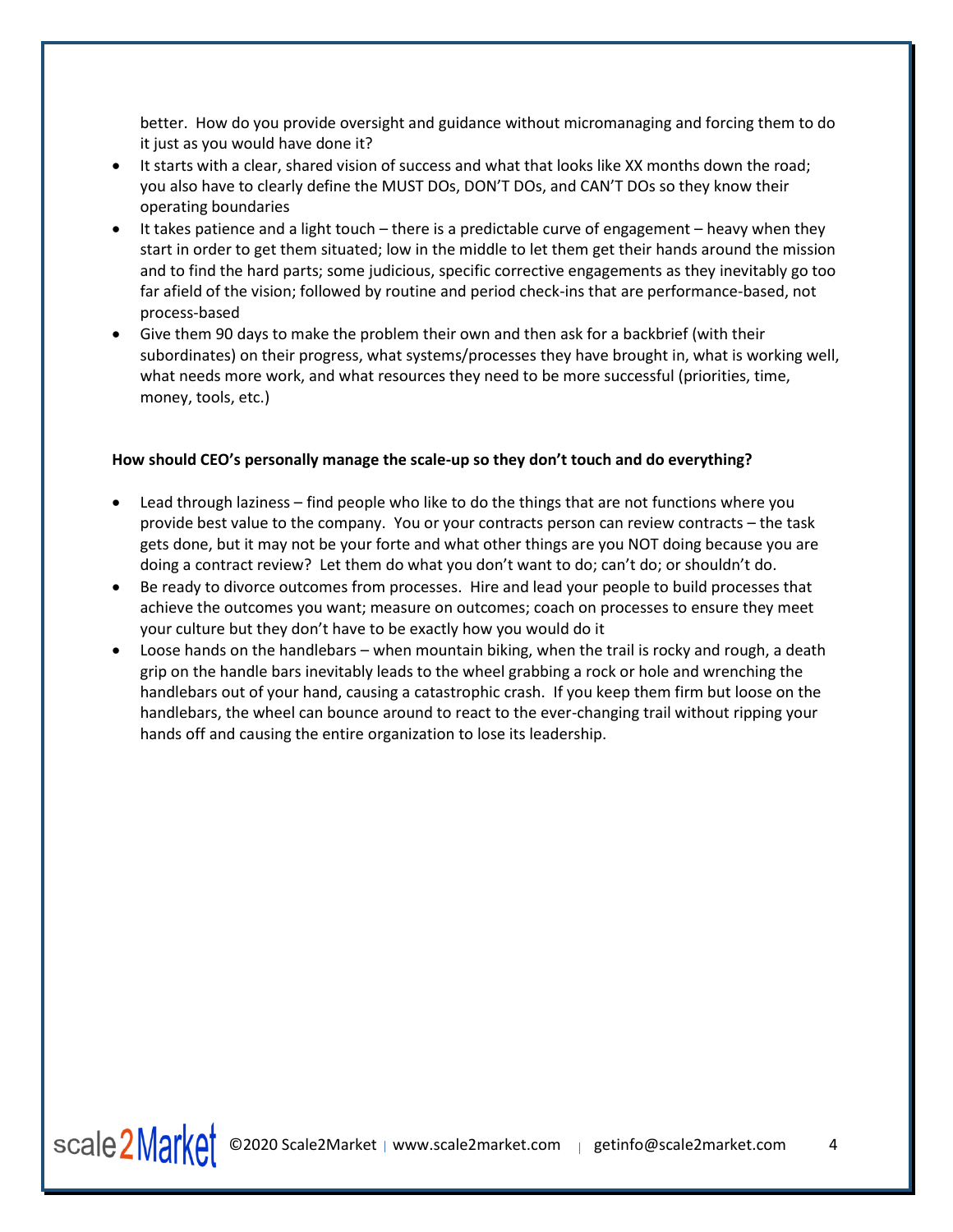better. How do you provide oversight and guidance without micromanaging and forcing them to do it just as you would have done it?

- It starts with a clear, shared vision of success and what that looks like XX months down the road; you also have to clearly define the MUST DOs, DON'T DOs, and CAN'T DOs so they know their operating boundaries
- It takes patience and a light touch – there is a predictable curve of engagement – heavy when they start in order to get them situated; low in the middle to let them get their hands around the mission and to find the hard parts; some judicious, specific corrective engagements as they inevitably go too far afield of the vision; followed by routine and period check-ins that are performance-based, not process-based
- Give them 90 days to make the problem their own and then ask for a backbrief (with their subordinates) on their progress, what systems/processes they have brought in, what is working well, what needs more work, and what resources they need to be more successful (priorities, time, money, tools, etc.)

**How should CEO's personally manage the scale-up so they don't touch and do everything?**

- Lead through laziness – find people who like to do the things that are not functions where you provide best value to the company. You or your contracts person can review contracts – the task gets done, but it may not be your forte and what other things are you NOT doing because you are doing a contract review? Let them do what you don't want to do; can't do; or shouldn't do.
- Be ready to divorce outcomes from processes. Hire and lead your people to build processes that achieve the outcomes you want; measure on outcomes; coach on processes to ensure they meet your culture but they don't have to be exactly how you would do it
- Loose hands on the handlebars – when mountain biking, when the trail is rocky and rough, a death grip on the handle bars inevitably leads to the wheel grabbing a rock or hole and wrenching the handlebars out of your hand, causing a catastrophic crash. If you keep them firm but loose on the handlebars, the wheel can bounce around to react to the ever-changing trail without ripping your hands off and causing the entire organization to lose its leadership.